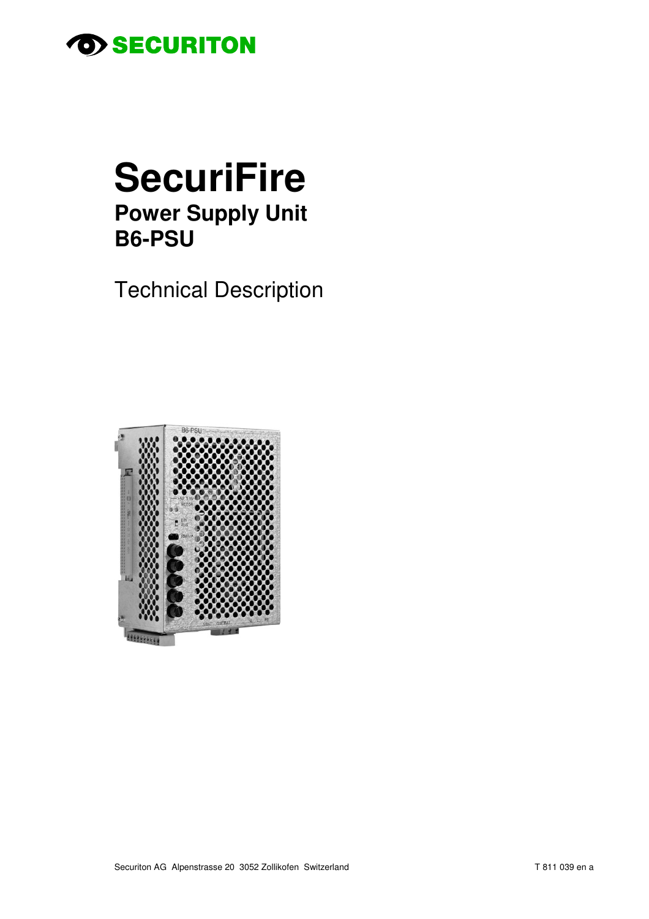SECURITON

# SecuriFire

## Power Supply Unit
## B6-PSU

Technical Description

Securiton AG Alpenstrasse 20 3052 Zollikofen Switzerland

T 811 039 en a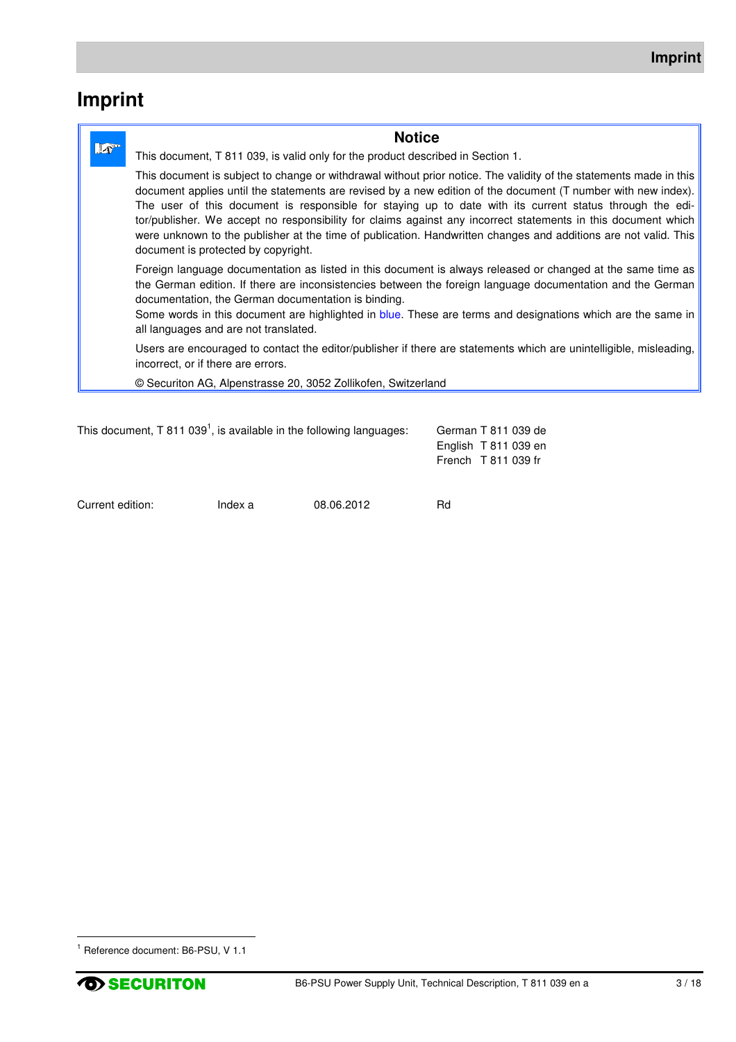// Imprint

# Imprint

**Notice**

This document, T 811 039, is valid only for the product described in Section 1.

This document is subject to change or withdrawal without prior notice. The validity of the statements made in this document applies until the statements are revised by a new edition of the document (T number with new index). The user of this document is responsible for staying up to date with its current status through the editor/publisher. We accept no responsibility for claims against any incorrect statements in this document which were unknown to the publisher at the time of publication. Handwritten changes and additions are not valid. This document is protected by copyright.

Foreign language documentation as listed in this document is always released or changed at the same time as the German edition. If there are inconsistencies between the foreign language documentation and the German documentation, the German documentation is binding.
Some words in this document are highlighted in blue. These are terms and designations which are the same in all languages and are not translated.

Users are encouraged to contact the editor/publisher if there are statements which are unintelligible, misleading, incorrect, or if there are errors.

© Securiton AG, Alpenstrasse 20, 3052 Zollikofen, Switzerland

This document, T 811 039[1], is available in the following languages:

German T 811 039 de
English T 811 039 en
French T 811 039 fr

| Current edition: | Index a | 08.06.2012 | Rd |
|---|---|---|---|

[1] Reference document: B6-PSU, V 1.1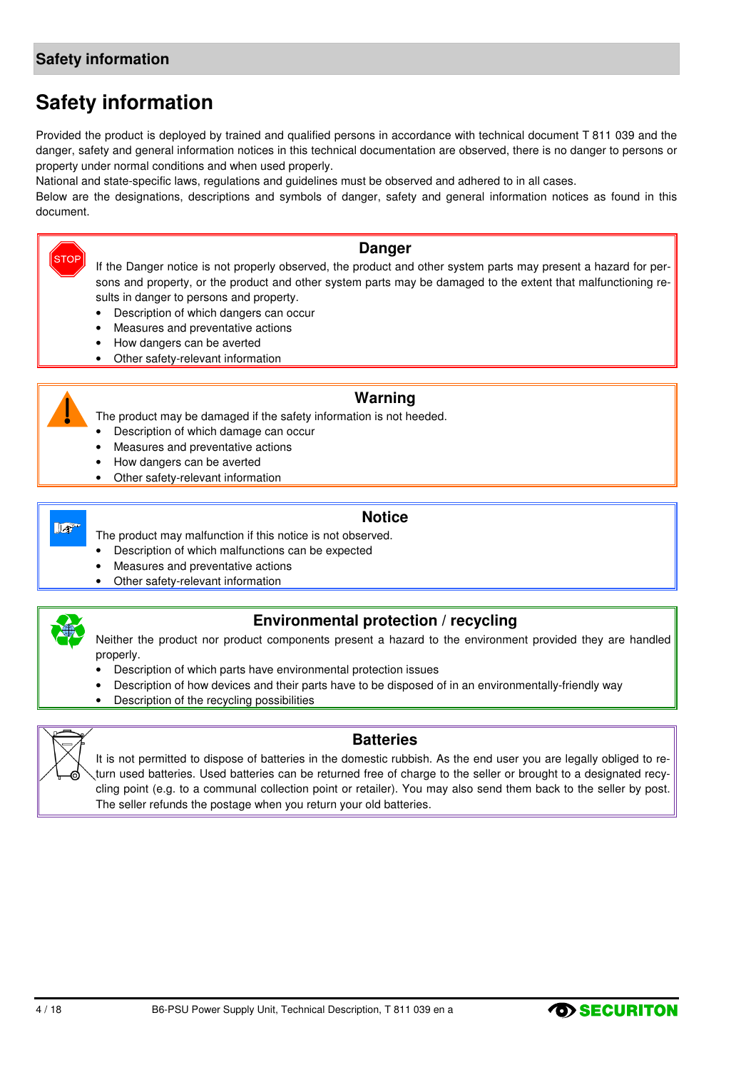# Safety information

Provided the product is deployed by trained and qualified persons in accordance with technical document T 811 039 and the danger, safety and general information notices in this technical documentation are observed, there is no danger to persons or property under normal conditions and when used properly.
National and state-specific laws, regulations and guidelines must be observed and adhered to in all cases.
Below are the designations, descriptions and symbols of danger, safety and general information notices as found in this document.

### Danger

If the Danger notice is not properly observed, the product and other system parts may present a hazard for persons and property, or the product and other system parts may be damaged to the extent that malfunctioning results in danger to persons and property.

- Description of which dangers can occur
- Measures and preventative actions
- How dangers can be averted
- Other safety-relevant information

### Warning

The product may be damaged if the safety information is not heeded.

- Description of which damage can occur
- Measures and preventative actions
- How dangers can be averted
- Other safety-relevant information

### Notice

The product may malfunction if this notice is not observed.

- Description of which malfunctions can be expected
- Measures and preventative actions
- Other safety-relevant information

### Environmental protection / recycling

Neither the product nor product components present a hazard to the environment provided they are handled properly.

- Description of which parts have environmental protection issues
- Description of how devices and their parts have to be disposed of in an environmentally-friendly way
- Description of the recycling possibilities

### Batteries

It is not permitted to dispose of batteries in the domestic rubbish. As the end user you are legally obliged to return used batteries. Used batteries can be returned free of charge to the seller or brought to a designated recycling point (e.g. to a communal collection point or retailer). You may also send them back to the seller by post. The seller refunds the postage when you return your old batteries.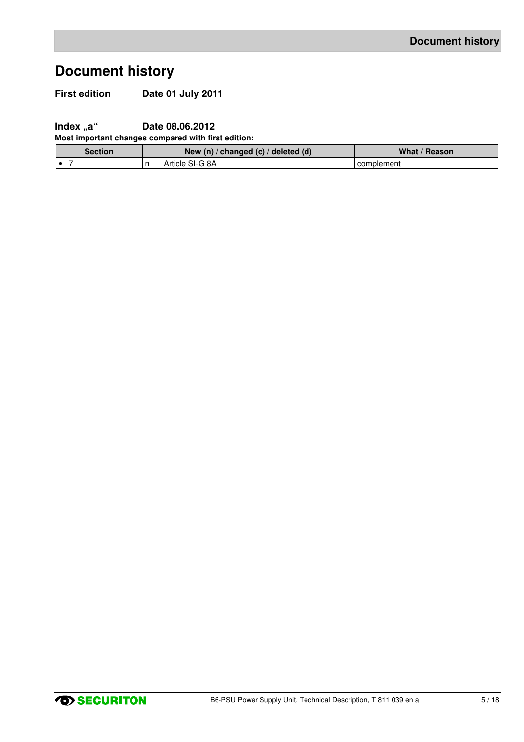# Document history

**First edition** **Date 01 July 2011**

**Index „a"** **Date 08.06.2012**

**Most important changes compared with first edition:**

| Section | New (n) / changed (c) / deleted (d) | | What / Reason |
|---|---|---|---|
| • 7 | n | Article SI-G 8A | complement |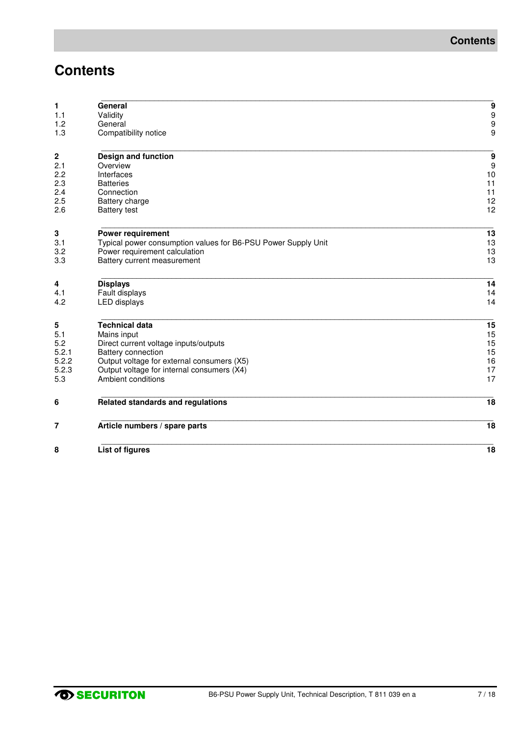# Contents

| | | |
|---|---|---|
| **1** | **General** | **9** |
| 1.1 | Validity | 9 |
| 1.2 | General | 9 |
| 1.3 | Compatibility notice | 9 |
| **2** | **Design and function** | **9** |
| 2.1 | Overview | 9 |
| 2.2 | Interfaces | 10 |
| 2.3 | Batteries | 11 |
| 2.4 | Connection | 11 |
| 2.5 | Battery charge | 12 |
| 2.6 | Battery test | 12 |
| **3** | **Power requirement** | **13** |
| 3.1 | Typical power consumption values for B6-PSU Power Supply Unit | 13 |
| 3.2 | Power requirement calculation | 13 |
| 3.3 | Battery current measurement | 13 |
| **4** | **Displays** | **14** |
| 4.1 | Fault displays | 14 |
| 4.2 | LED displays | 14 |
| **5** | **Technical data** | **15** |
| 5.1 | Mains input | 15 |
| 5.2 | Direct current voltage inputs/outputs | 15 |
| 5.2.1 | Battery connection | 15 |
| 5.2.2 | Output voltage for external consumers (X5) | 16 |
| 5.2.3 | Output voltage for internal consumers (X4) | 17 |
| 5.3 | Ambient conditions | 17 |
| **6** | **Related standards and regulations** | **18** |
| **7** | **Article numbers / spare parts** | **18** |
| **8** | **List of figures** | **18** |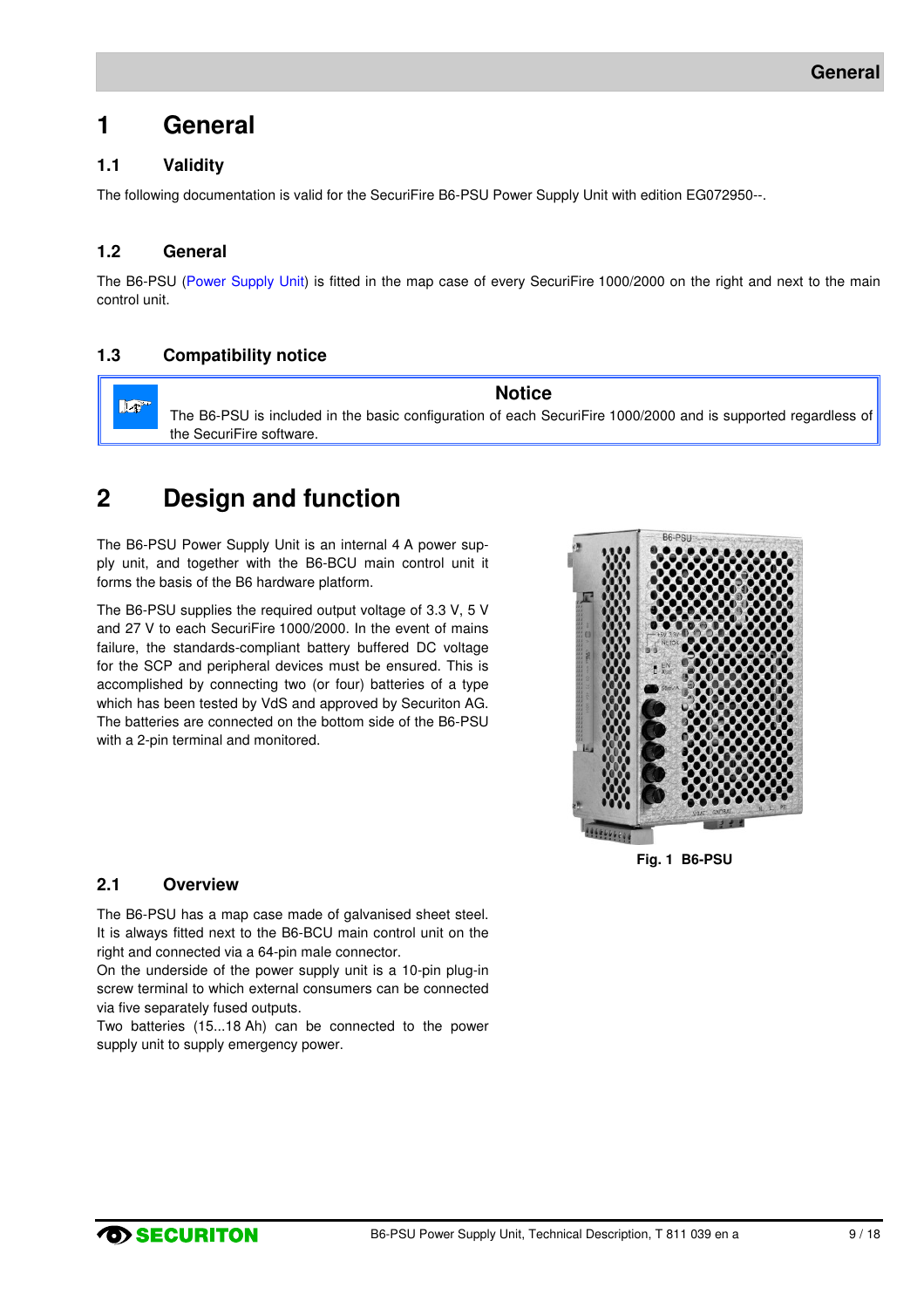# 1 General

## 1.1 Validity

The following documentation is valid for the SecuriFire B6-PSU Power Supply Unit with edition EG072950--.

## 1.2 General

The B6-PSU (Power Supply Unit) is fitted in the map case of every SecuriFire 1000/2000 on the right and next to the main control unit.

## 1.3 Compatibility notice

**Notice**

The B6-PSU is included in the basic configuration of each SecuriFire 1000/2000 and is supported regardless of the SecuriFire software.

# 2 Design and function

The B6-PSU Power Supply Unit is an internal 4 A power supply unit, and together with the B6-BCU main control unit it forms the basis of the B6 hardware platform.

The B6-PSU supplies the required output voltage of 3.3 V, 5 V and 27 V to each SecuriFire 1000/2000. In the event of mains failure, the standards-compliant battery buffered DC voltage for the SCP and peripheral devices must be ensured. This is accomplished by connecting two (or four) batteries of a type which has been tested by VdS and approved by Securiton AG. The batteries are connected on the bottom side of the B6-PSU with a 2-pin terminal and monitored.

**Fig. 1 B6-PSU**

## 2.1 Overview

The B6-PSU has a map case made of galvanised sheet steel. It is always fitted next to the B6-BCU main control unit on the right and connected via a 64-pin male connector.

On the underside of the power supply unit is a 10-pin plug-in screw terminal to which external consumers can be connected via five separately fused outputs.

Two batteries (15...18 Ah) can be connected to the power supply unit to supply emergency power.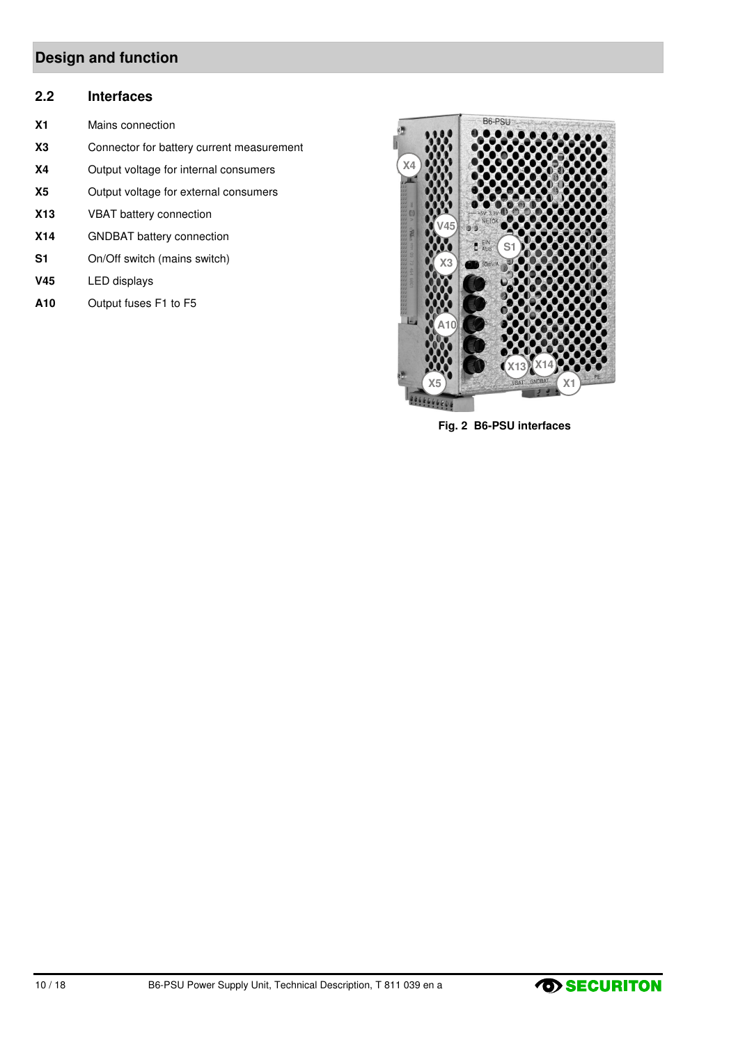# Design and function

## 2.2 Interfaces

**X1** Mains connection

**X3** Connector for battery current measurement

**X4** Output voltage for internal consumers

**X5** Output voltage for external consumers

**X13** VBAT battery connection

**X14** GNDBAT battery connection

**S1** On/Off switch (mains switch)

**V45** LED displays

**A10** Output fuses F1 to F5

**Fig. 2 B6-PSU interfaces**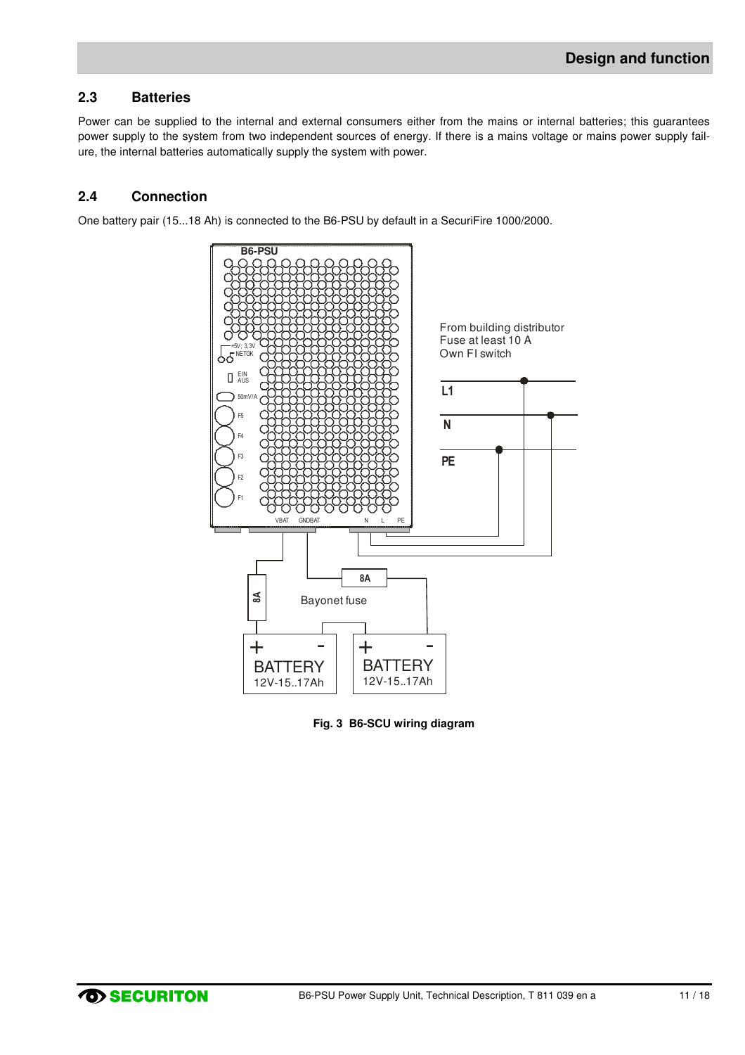## 2.3 Batteries

Power can be supplied to the internal and external consumers either from the mains or internal batteries; this guarantees power supply to the system from two independent sources of energy. If there is a mains voltage or mains power supply failure, the internal batteries automatically supply the system with power.

## 2.4 Connection

One battery pair (15...18 Ah) is connected to the B6-PSU by default in a SecuriFire 1000/2000.

**Fig. 3 B6-SCU wiring diagram**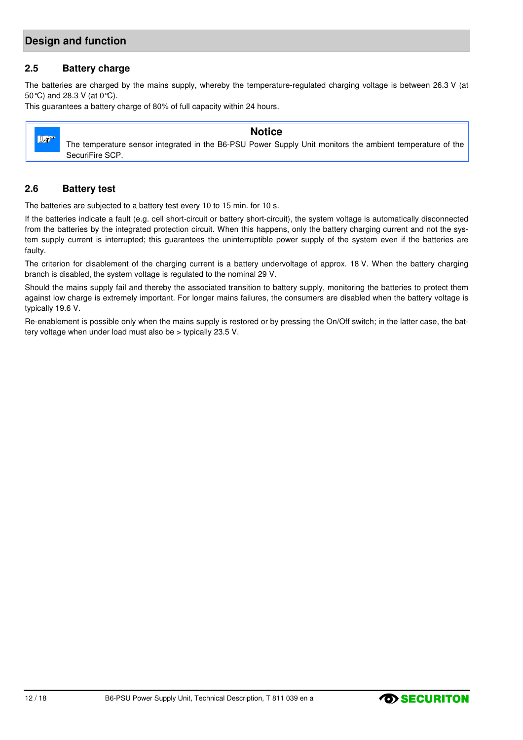## 2.5 Battery charge

The batteries are charged by the mains supply, whereby the temperature-regulated charging voltage is between 26.3 V (at 50°C) and 28.3 V (at 0°C).
This guarantees a battery charge of 80% of full capacity within 24 hours.

> **Notice**
>
> The temperature sensor integrated in the B6-PSU Power Supply Unit monitors the ambient temperature of the SecuriFire SCP.

## 2.6 Battery test

The batteries are subjected to a battery test every 10 to 15 min. for 10 s.

If the batteries indicate a fault (e.g. cell short-circuit or battery short-circuit), the system voltage is automatically disconnected from the batteries by the integrated protection circuit. When this happens, only the battery charging current and not the system supply current is interrupted; this guarantees the uninterruptible power supply of the system even if the batteries are faulty.

The criterion for disablement of the charging current is a battery undervoltage of approx. 18 V. When the battery charging branch is disabled, the system voltage is regulated to the nominal 29 V.

Should the mains supply fail and thereby the associated transition to battery supply, monitoring the batteries to protect them against low charge is extremely important. For longer mains failures, the consumers are disabled when the battery voltage is typically 19.6 V.

Re-enablement is possible only when the mains supply is restored or by pressing the On/Off switch; in the latter case, the battery voltage when under load must also be > typically 23.5 V.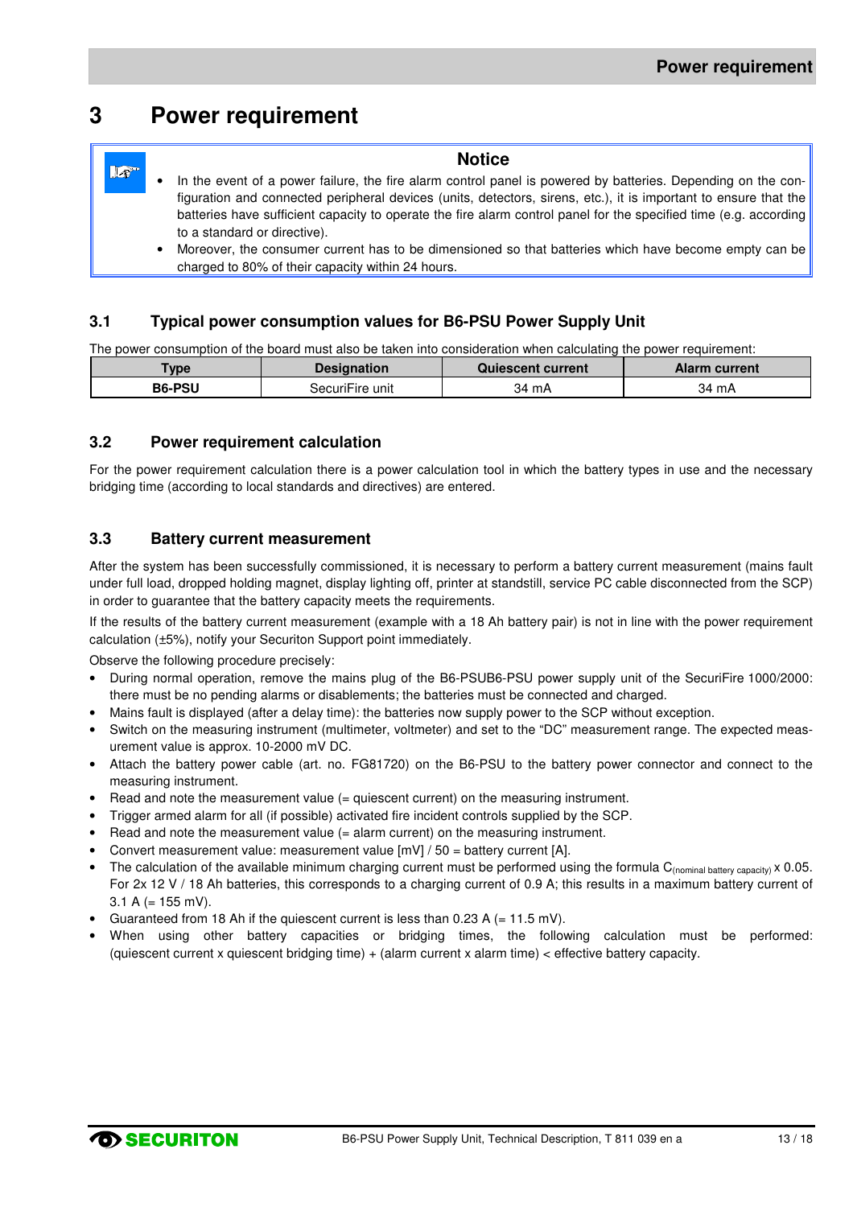# 3 Power requirement

> **Notice**
>
> - In the event of a power failure, the fire alarm control panel is powered by batteries. Depending on the configuration and connected peripheral devices (units, detectors, sirens, etc.), it is important to ensure that the batteries have sufficient capacity to operate the fire alarm control panel for the specified time (e.g. according to a standard or directive).
> - Moreover, the consumer current has to be dimensioned so that batteries which have become empty can be charged to 80% of their capacity within 24 hours.

## 3.1 Typical power consumption values for B6-PSU Power Supply Unit

The power consumption of the board must also be taken into consideration when calculating the power requirement:

| Type | Designation | Quiescent current | Alarm current |
|---|---|---|---|
| **B6-PSU** | SecuriFire unit | 34 mA | 34 mA |

## 3.2 Power requirement calculation

For the power requirement calculation there is a power calculation tool in which the battery types in use and the necessary bridging time (according to local standards and directives) are entered.

## 3.3 Battery current measurement

After the system has been successfully commissioned, it is necessary to perform a battery current measurement (mains fault under full load, dropped holding magnet, display lighting off, printer at standstill, service PC cable disconnected from the SCP) in order to guarantee that the battery capacity meets the requirements.

If the results of the battery current measurement (example with a 18 Ah battery pair) is not in line with the power requirement calculation (±5%), notify your Securiton Support point immediately.

Observe the following procedure precisely:

- During normal operation, remove the mains plug of the B6-PSUB6-PSU power supply unit of the SecuriFire 1000/2000: there must be no pending alarms or disablements; the batteries must be connected and charged.
- Mains fault is displayed (after a delay time): the batteries now supply power to the SCP without exception.
- Switch on the measuring instrument (multimeter, voltmeter) and set to the "DC" measurement range. The expected measurement value is approx. 10-2000 mV DC.
- Attach the battery power cable (art. no. FG81720) on the B6-PSU to the battery power connector and connect to the measuring instrument.
- Read and note the measurement value (= quiescent current) on the measuring instrument.
- Trigger armed alarm for all (if possible) activated fire incident controls supplied by the SCP.
- Read and note the measurement value (= alarm current) on the measuring instrument.
- Convert measurement value: measurement value [mV] / 50 = battery current [A].
- The calculation of the available minimum charging current must be performed using the formula $C_{(\text{nominal battery capacity})} \times 0.05$. For 2x 12 V / 18 Ah batteries, this corresponds to a charging current of 0.9 A; this results in a maximum battery current of 3.1 A (= 155 mV).
- Guaranteed from 18 Ah if the quiescent current is less than 0.23 A (= 11.5 mV).
- When using other battery capacities or bridging times, the following calculation must be performed: (quiescent current x quiescent bridging time) + (alarm current x alarm time) < effective battery capacity.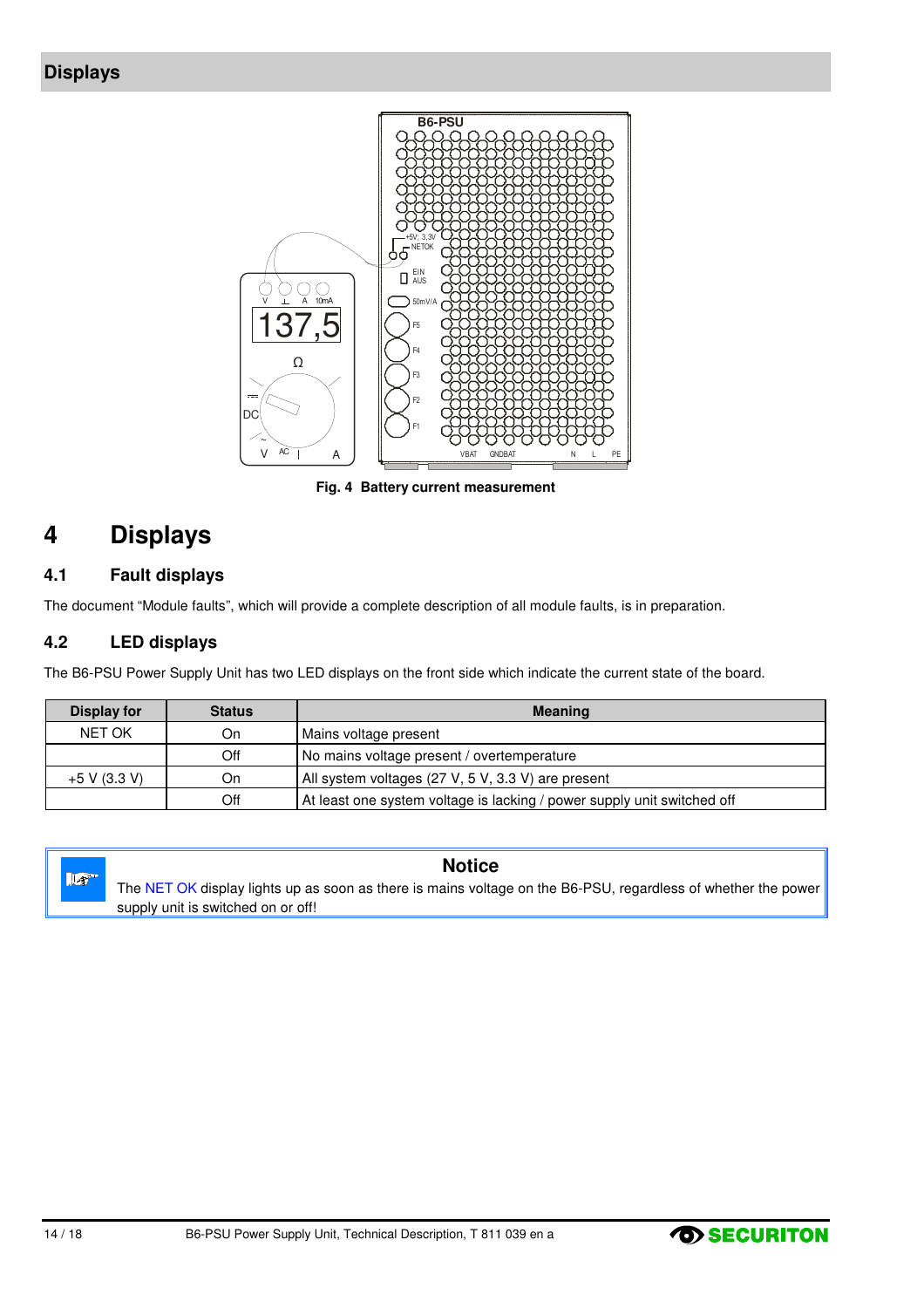Fig. 4 Battery current measurement

# 4 Displays

## 4.1 Fault displays

The document “Module faults”, which will provide a complete description of all module faults, is in preparation.

## 4.2 LED displays

The B6-PSU Power Supply Unit has two LED displays on the front side which indicate the current state of the board.

| Display for | Status | Meaning |
|---|---|---|
| NET OK | On | Mains voltage present |
| | Off | No mains voltage present / overtemperature |
| +5 V (3.3 V) | On | All system voltages (27 V, 5 V, 3.3 V) are present |
| | Off | At least one system voltage is lacking / power supply unit switched off |

**Notice**

The NET OK display lights up as soon as there is mains voltage on the B6-PSU, regardless of whether the power supply unit is switched on or off!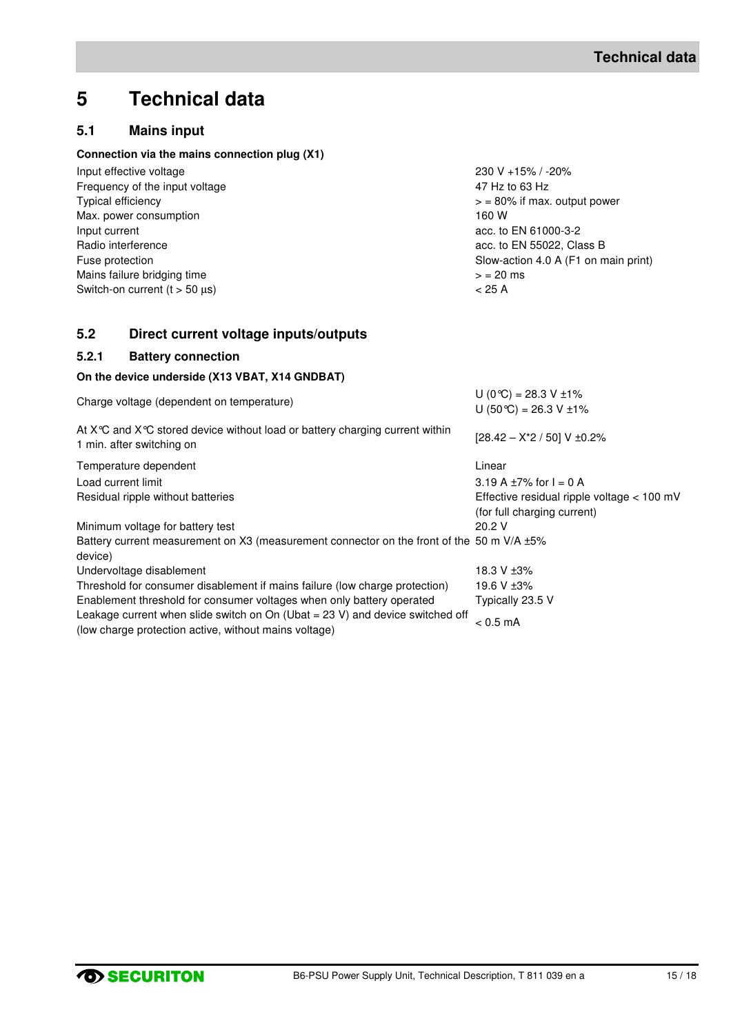# 5 Technical data

## 5.1 Mains input

**Connection via the mains connection plug (X1)**

| | |
|---|---|
| Input effective voltage | 230 V +15% / -20% |
| Frequency of the input voltage | 47 Hz to 63 Hz |
| Typical efficiency | > = 80% if max. output power |
| Max. power consumption | 160 W |
| Input current | acc. to EN 61000-3-2 |
| Radio interference | acc. to EN 55022, Class B |
| Fuse protection | Slow-action 4.0 A (F1 on main print) |
| Mains failure bridging time | > = 20 ms |
| Switch-on current (t > 50 µs) | < 25 A |

## 5.2 Direct current voltage inputs/outputs

### 5.2.1 Battery connection

**On the device underside (X13 VBAT, X14 GNDBAT)**

| | |
|---|---|
| Charge voltage (dependent on temperature) | U (0°C) = 28.3 V ±1%<br>U (50°C) = 26.3 V ±1% |
| At X°C and X°C stored device without load or battery charging current within 1 min. after switching on | [28.42 – X*2 / 50] V ±0.2% |
| Temperature dependent | Linear |
| Load current limit | 3.19 A ±7% for I = 0 A |
| Residual ripple without batteries | Effective residual ripple voltage < 100 mV (for full charging current) |
| Minimum voltage for battery test | 20.2 V |
| Battery current measurement on X3 (measurement connector on the front of the device) | 50 m V/A ±5% |
| Undervoltage disablement | 18.3 V ±3% |
| Threshold for consumer disablement if mains failure (low charge protection) | 19.6 V ±3% |
| Enablement threshold for consumer voltages when only battery operated | Typically 23.5 V |
| Leakage current when slide switch on On (Ubat = 23 V) and device switched off (low charge protection active, without mains voltage) | < 0.5 mA |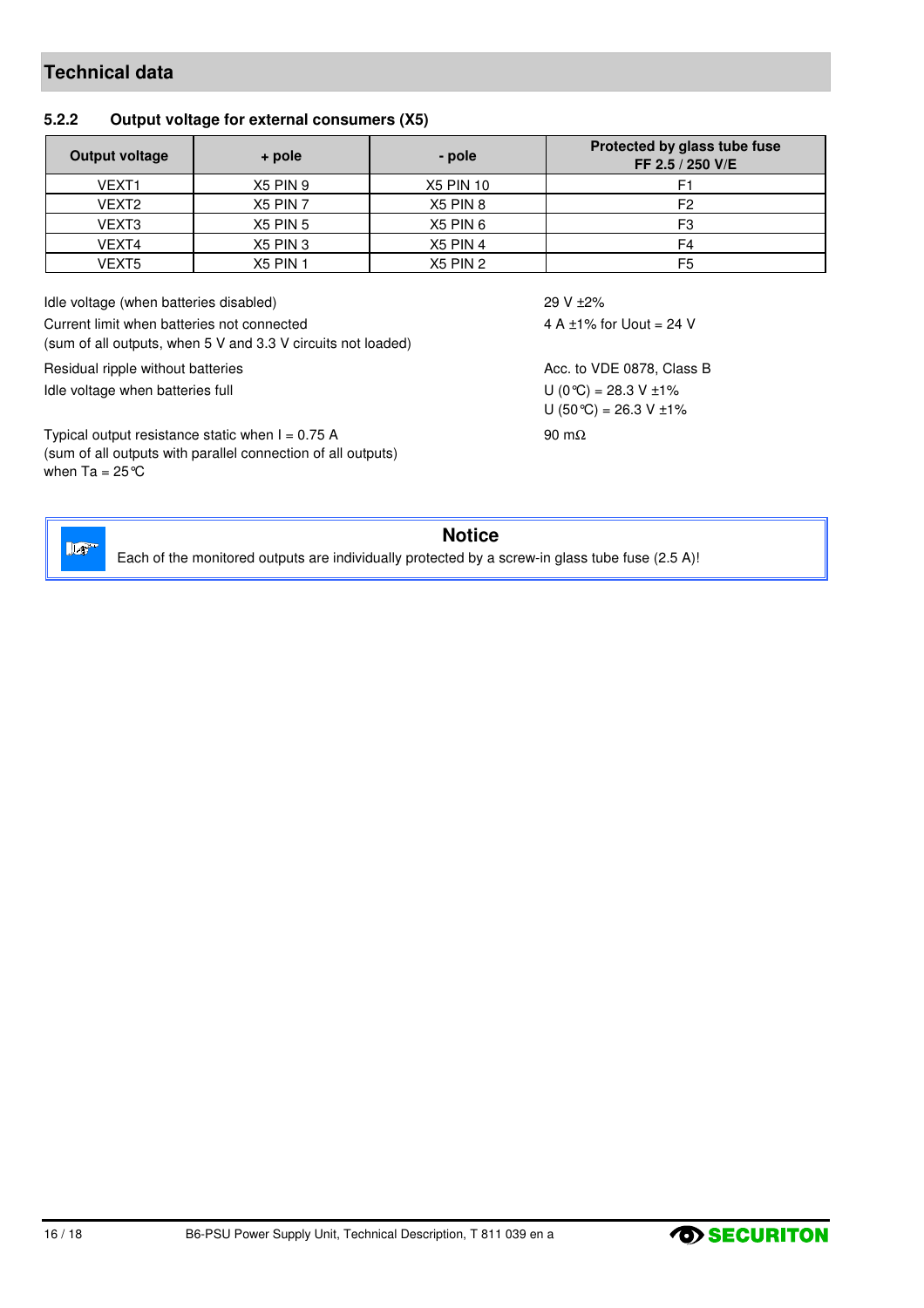# Technical data

### 5.2.2 Output voltage for external consumers (X5)

| Output voltage | + pole | - pole | Protected by glass tube fuse FF 2.5 / 250 V/E |
|---|---|---|---|
| VEXT1 | X5 PIN 9 | X5 PIN 10 | F1 |
| VEXT2 | X5 PIN 7 | X5 PIN 8 | F2 |
| VEXT3 | X5 PIN 5 | X5 PIN 6 | F3 |
| VEXT4 | X5 PIN 3 | X5 PIN 4 | F4 |
| VEXT5 | X5 PIN 1 | X5 PIN 2 | F5 |

| | |
|---|---|
| Idle voltage (when batteries disabled) | 29 V ±2% |
| Current limit when batteries not connected (sum of all outputs, when 5 V and 3.3 V circuits not loaded) | 4 A ±1% for Uout = 24 V |
| Residual ripple without batteries | Acc. to VDE 0878, Class B |
| Idle voltage when batteries full | U (0°C) = 28.3 V ±1%<br>U (50°C) = 26.3 V ±1% |
| Typical output resistance static when I = 0.75 A (sum of all outputs with parallel connection of all outputs) when Ta = 25°C | 90 mΩ |

**Notice**

Each of the monitored outputs are individually protected by a screw-in glass tube fuse (2.5 A)!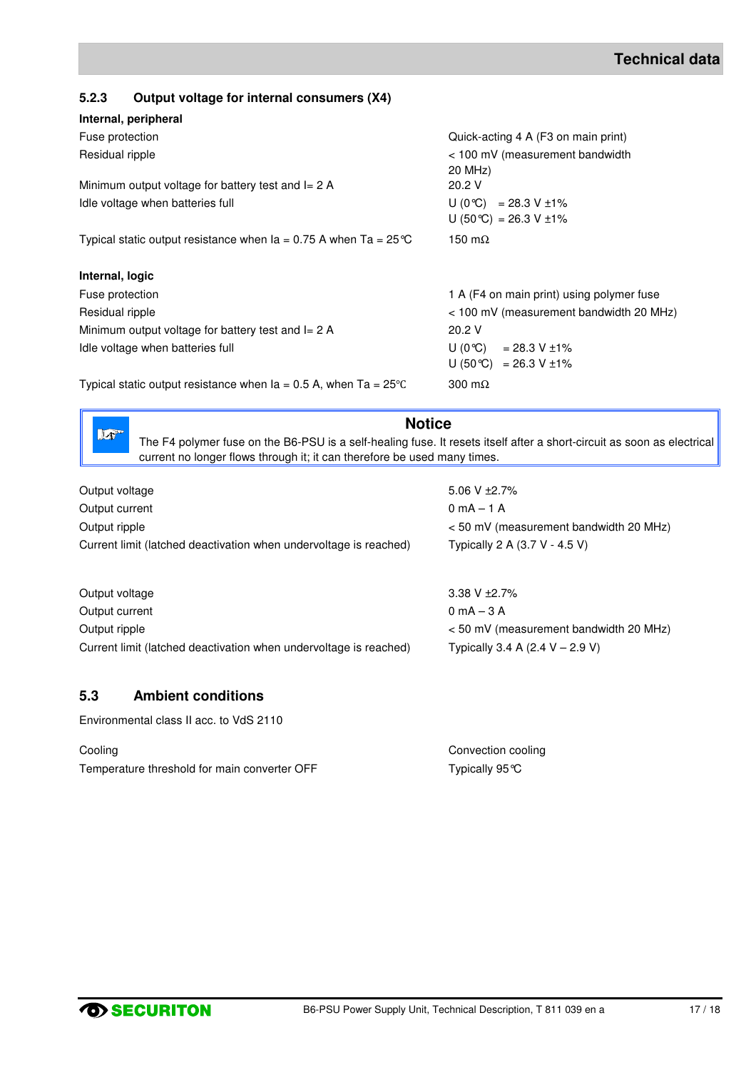### 5.2.3 Output voltage for internal consumers (X4)

**Internal, peripheral**

| | |
|---|---|
| Fuse protection | Quick-acting 4 A (F3 on main print) |
| Residual ripple | < 100 mV (measurement bandwidth 20 MHz) |
| Minimum output voltage for battery test and I= 2 A | 20.2 V |
| Idle voltage when batteries full | U (0℃) = 28.3 V ±1%<br>U (50℃) = 26.3 V ±1% |
| Typical static output resistance when Ia = 0.75 A when Ta = 25℃ | 150 mΩ |

**Internal, logic**

| | |
|---|---|
| Fuse protection | 1 A (F4 on main print) using polymer fuse |
| Residual ripple | < 100 mV (measurement bandwidth 20 MHz) |
| Minimum output voltage for battery test and I= 2 A | 20.2 V |
| Idle voltage when batteries full | U (0℃) = 28.3 V ±1%<br>U (50℃) = 26.3 V ±1% |
| Typical static output resistance when Ia = 0.5 A, when Ta = 25℃ | 300 mΩ |

> **Notice**
>
> The F4 polymer fuse on the B6-PSU is a self-healing fuse. It resets itself after a short-circuit as soon as electrical current no longer flows through it; it can therefore be used many times.

| | |
|---|---|
| Output voltage | 5.06 V ±2.7% |
| Output current | 0 mA – 1 A |
| Output ripple | < 50 mV (measurement bandwidth 20 MHz) |
| Current limit (latched deactivation when undervoltage is reached) | Typically 2 A (3.7 V - 4.5 V) |

| | |
|---|---|
| Output voltage | 3.38 V ±2.7% |
| Output current | 0 mA – 3 A |
| Output ripple | < 50 mV (measurement bandwidth 20 MHz) |
| Current limit (latched deactivation when undervoltage is reached) | Typically 3.4 A (2.4 V – 2.9 V) |

## 5.3 Ambient conditions

Environmental class II acc. to VdS 2110

| | |
|---|---|
| Cooling | Convection cooling |
| Temperature threshold for main converter OFF | Typically 95℃ |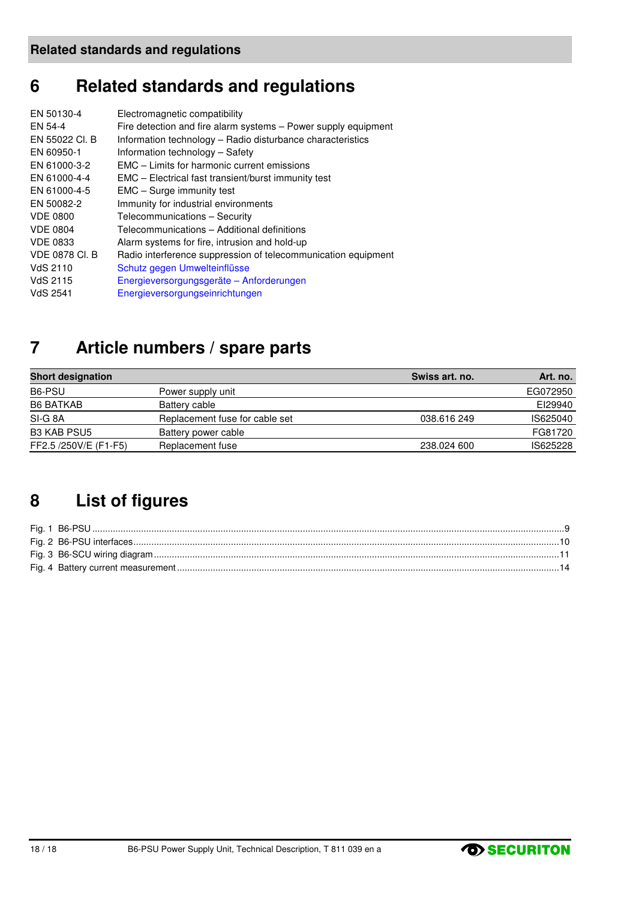# 6 Related standards and regulations

| | |
|---|---|
| EN 50130-4 | Electromagnetic compatibility |
| EN 54-4 | Fire detection and fire alarm systems – Power supply equipment |
| EN 55022 Cl. B | Information technology – Radio disturbance characteristics |
| EN 60950-1 | Information technology – Safety |
| EN 61000-3-2 | EMC – Limits for harmonic current emissions |
| EN 61000-4-4 | EMC – Electrical fast transient/burst immunity test |
| EN 61000-4-5 | EMC – Surge immunity test |
| EN 50082-2 | Immunity for industrial environments |
| VDE 0800 | Telecommunications – Security |
| VDE 0804 | Telecommunications – Additional definitions |
| VDE 0833 | Alarm systems for fire, intrusion and hold-up |
| VDE 0878 Cl. B | Radio interference suppression of telecommunication equipment |
| VdS 2110 | Schutz gegen Umwelteinflüsse |
| VdS 2115 | Energieversorgungsgeräte – Anforderungen |
| VdS 2541 | Energieversorgungseinrichtungen |

# 7 Article numbers / spare parts

| Short designation | | Swiss art. no. | Art. no. |
|---|---|---|---|
| B6-PSU | Power supply unit | | EG072950 |
| B6 BATKAB | Battery cable | | EI29940 |
| SI-G 8A | Replacement fuse for cable set | 038.616 249 | IS625040 |
| B3 KAB PSU5 | Battery power cable | | FG81720 |
| FF2.5 /250V/E (F1-F5) | Replacement fuse | 238.024 600 | IS625228 |

# 8 List of figures

Fig. 1 B6-PSU .......... 9
Fig. 2 B6-PSU interfaces .......... 10
Fig. 3 B6-SCU wiring diagram .......... 11
Fig. 4 Battery current measurement .......... 14